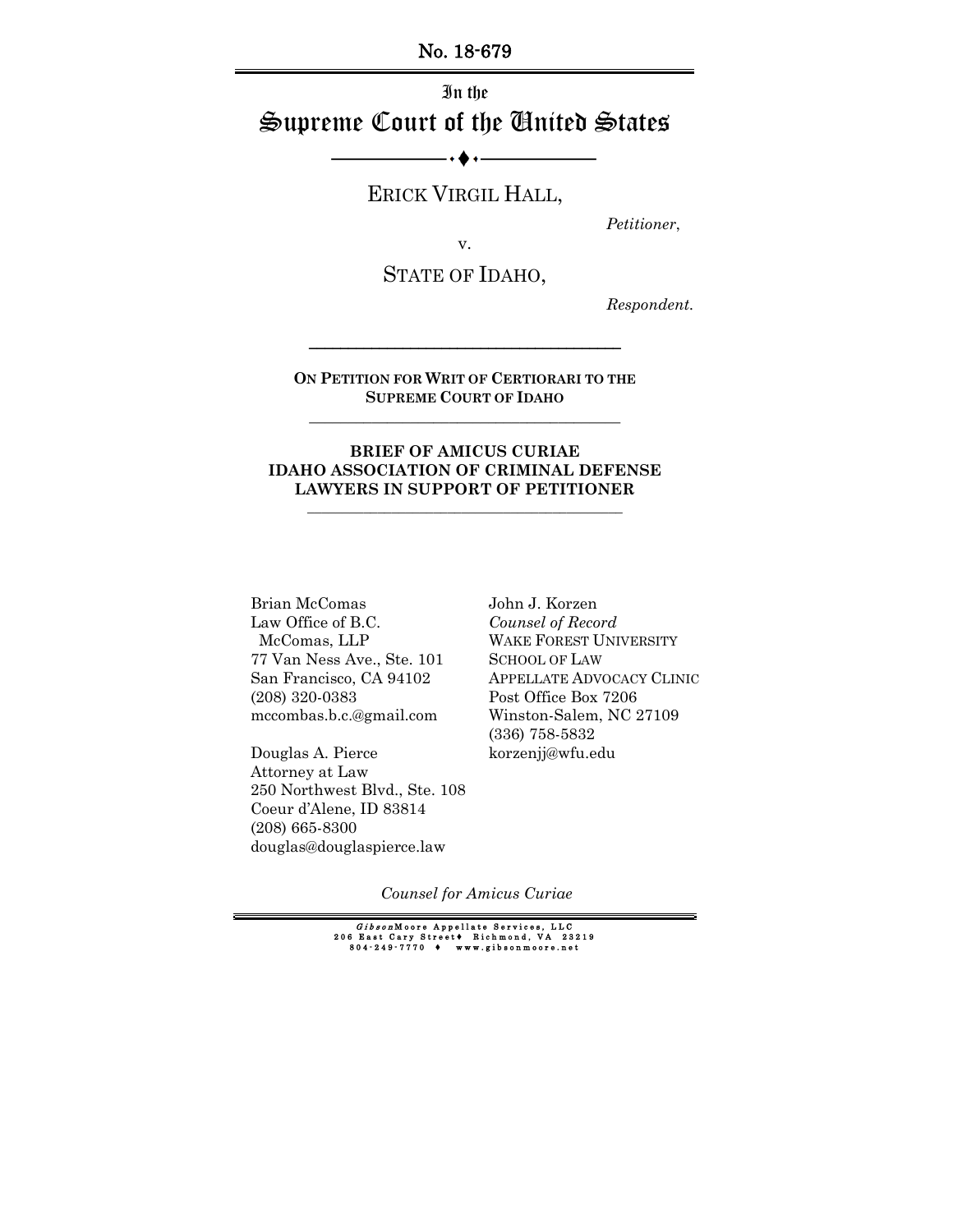No. 18-679

In the

# Supreme Court of the United States

ERICK VIRGIL HALL,

*Petitioner*,

v.

STATE OF IDAHO,

*Respondent*.

**ON PETITION FOR WRIT OF CERTIORARI TO THE SUPREME COURT OF IDAHO**

**BRIEF OF AMICUS CURIAE IDAHO ASSOCIATION OF CRIMINAL DEFENSE LAWYERS IN SUPPORT OF PETITIONER**

Brian McComas
Law Office of B.C. McComas, LLP
77 Van Ness Ave., Ste. 101
San Francisco, CA 94102
(208) 320-0383
mccombas.b.c.@gmail.com

Douglas A. Pierce
Attorney at Law
250 Northwest Blvd., Ste. 108
Coeur d'Alene, ID 83814
(208) 665-8300
douglas@douglaspierce.law

John J. Korzen
*Counsel of Record*
WAKE FOREST UNIVERSITY SCHOOL OF LAW
APPELLATE ADVOCACY CLINIC
Post Office Box 7206
Winston-Salem, NC 27109
(336) 758-5832
korzenjj@wfu.edu

*Counsel for Amicus Curiae*

*Gibson*Moore Appellate Services, LLC
206 East Cary Street ♦ Richmond, VA 23219
804-249-7770 ♦ www.gibsonmoore.net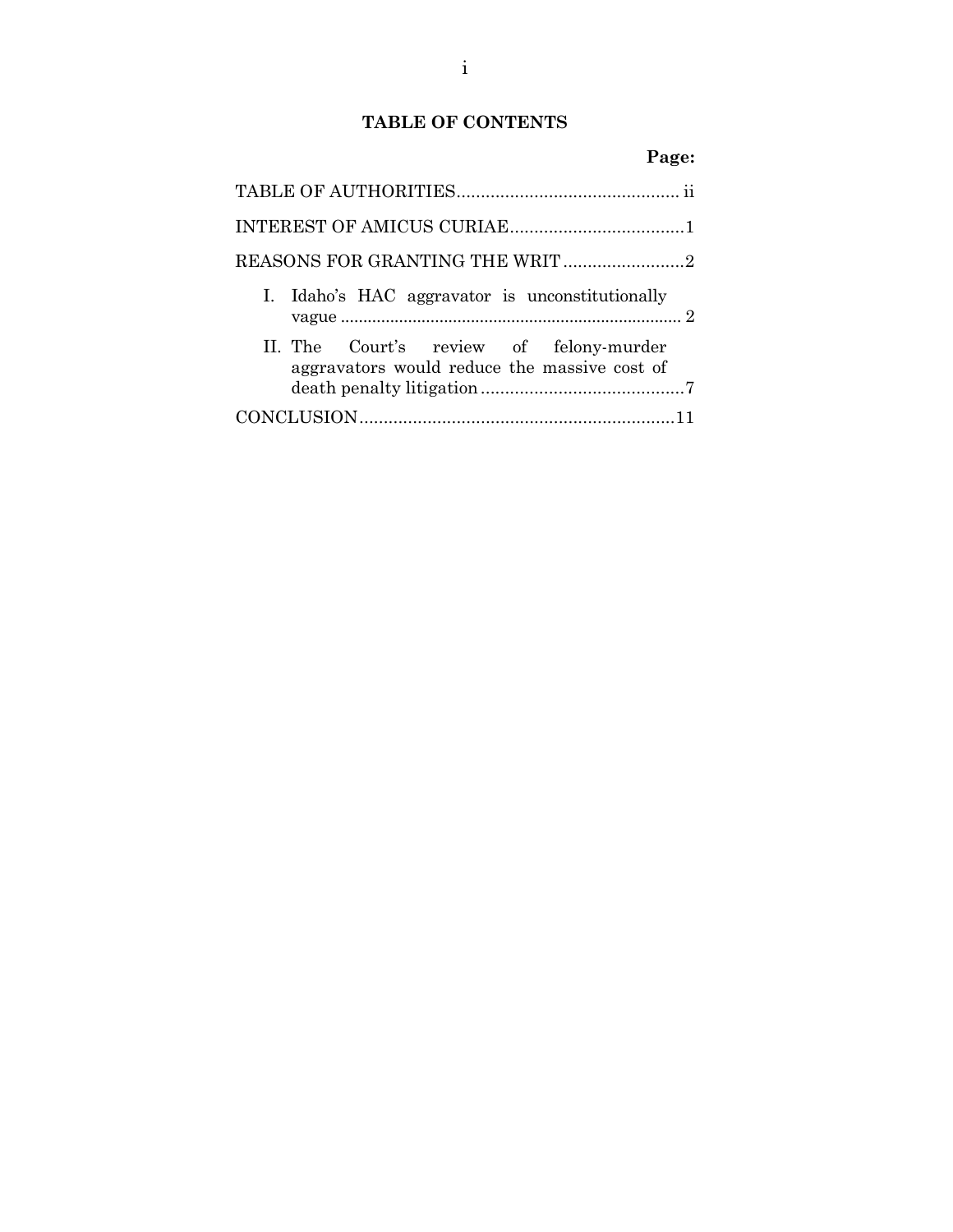## TABLE OF CONTENTS

| | Page: |
|---|---|
| TABLE OF AUTHORITIES | ii |
| INTEREST OF AMICUS CURIAE | 1 |
| REASONS FOR GRANTING THE WRIT | 2 |
| I. Idaho's HAC aggravator is unconstitutionally vague | 2 |
| II. The Court's review of felony-murder aggravators would reduce the massive cost of death penalty litigation | 7 |
| CONCLUSION | 11 |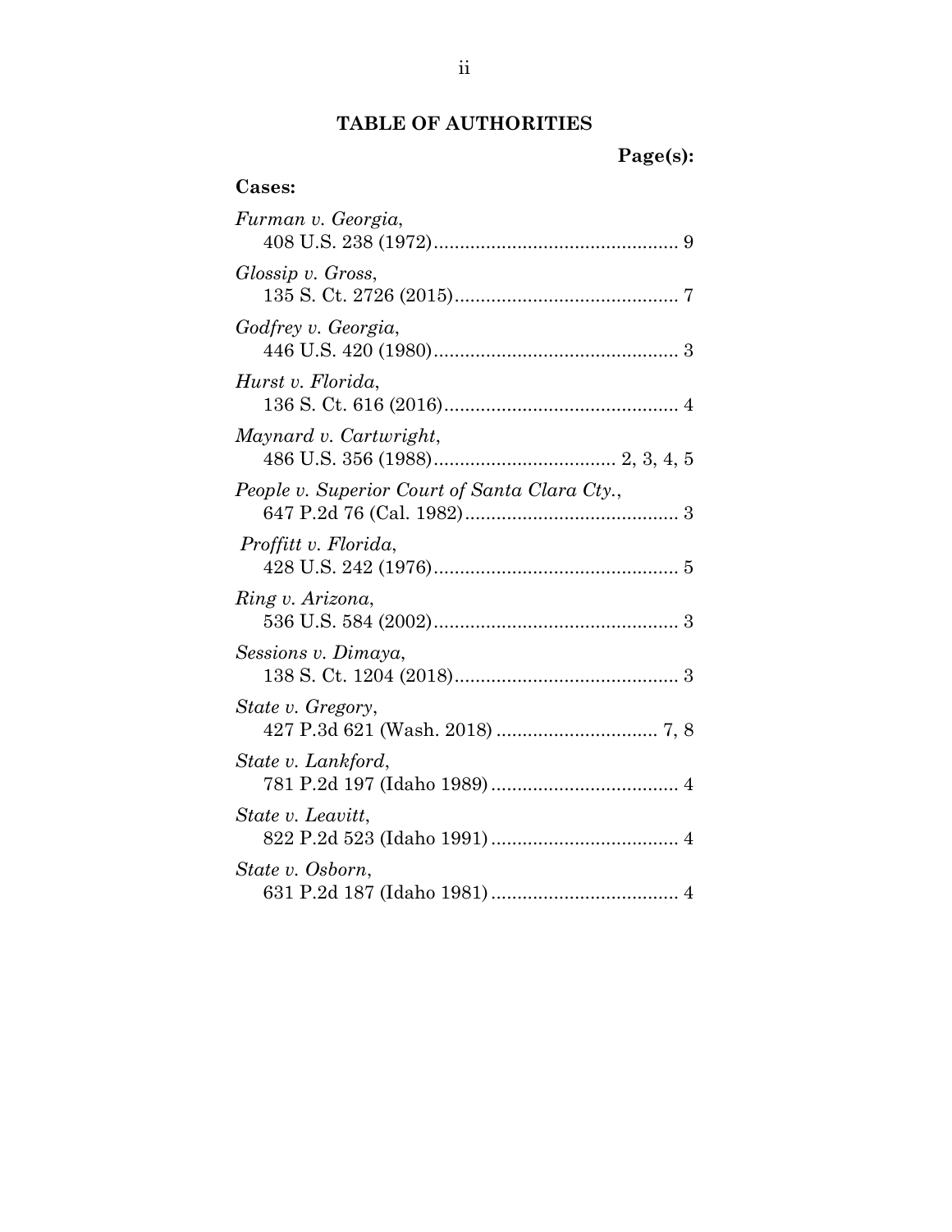## TABLE OF AUTHORITIES

**Page(s):**

**Cases:**

*Furman v. Georgia*,
408 U.S. 238 (1972) .............................................. 9

*Glossip v. Gross*,
135 S. Ct. 2726 (2015) .......................................... 7

*Godfrey v. Georgia*,
446 U.S. 420 (1980) .............................................. 3

*Hurst v. Florida*,
136 S. Ct. 616 (2016) ............................................ 4

*Maynard v. Cartwright*,
486 U.S. 356 (1988) .................................. 2, 3, 4, 5

*People v. Superior Court of Santa Clara Cty.*,
647 P.2d 76 (Cal. 1982) ......................................... 3

*Proffitt v. Florida*,
428 U.S. 242 (1976) .............................................. 5

*Ring v. Arizona*,
536 U.S. 584 (2002) .............................................. 3

*Sessions v. Dimaya*,
138 S. Ct. 1204 (2018) .......................................... 3

*State v. Gregory*,
427 P.3d 621 (Wash. 2018) .............................. 7, 8

*State v. Lankford*,
781 P.2d 197 (Idaho 1989) .................................... 4

*State v. Leavitt*,
822 P.2d 523 (Idaho 1991) .................................... 4

*State v. Osborn*,
631 P.2d 187 (Idaho 1981) .................................... 4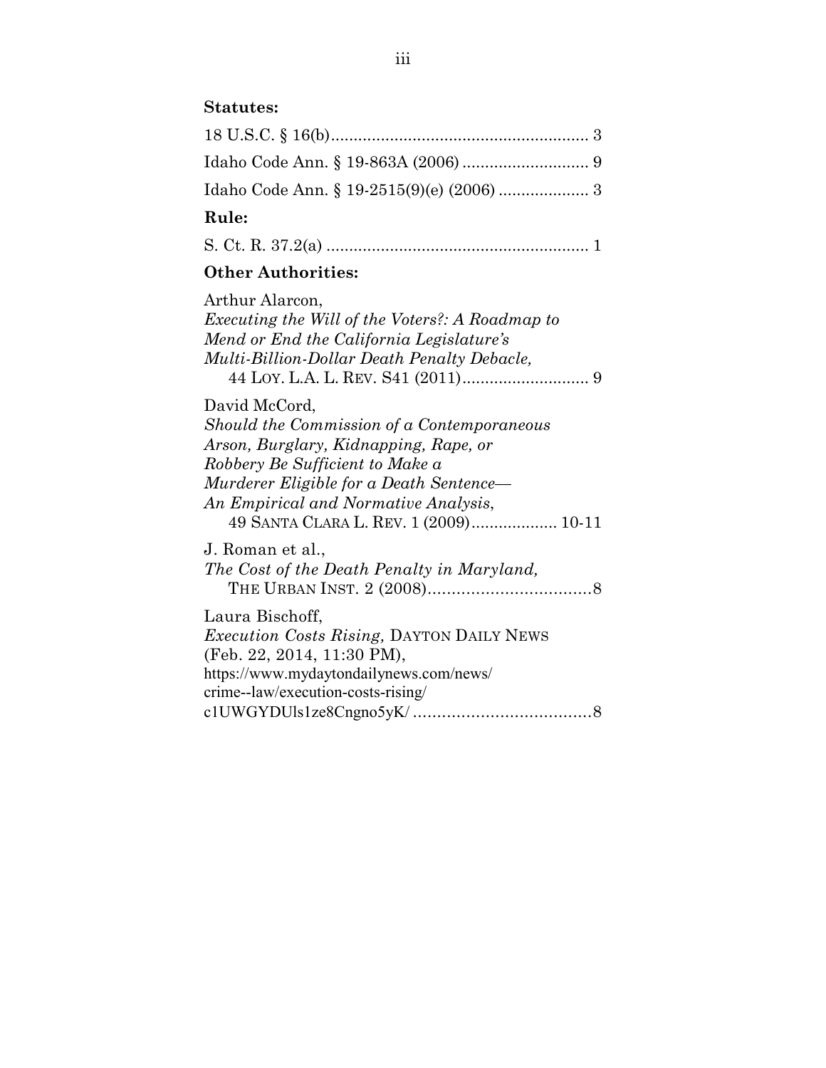**Statutes:**

18 U.S.C. § 16(b) ........................................................ 3

Idaho Code Ann. § 19-863A (2006) ........................... 9

Idaho Code Ann. § 19-2515(9)(e) (2006) ................... 3

**Rule:**

S. Ct. R. 37.2(a) ......................................................... 1

**Other Authorities:**

Arthur Alarcon,
*Executing the Will of the Voters?: A Roadmap to Mend or End the California Legislature's Multi-Billion-Dollar Death Penalty Debacle,*
44 LOY. L.A. L. REV. S41 (2011) ........................... 9

David McCord,
*Should the Commission of a Contemporaneous Arson, Burglary, Kidnapping, Rape, or Robbery Be Sufficient to Make a Murderer Eligible for a Death Sentence— An Empirical and Normative Analysis*,
49 SANTA CLARA L. REV. 1 (2009) .................. 10-11

J. Roman et al.,
*The Cost of the Death Penalty in Maryland,*
THE URBAN INST. 2 (2008) .................................. 8

Laura Bischoff,
*Execution Costs Rising,* DAYTON DAILY NEWS (Feb. 22, 2014, 11:30 PM),
https://www.mydaytondailynews.com/news/crime--law/execution-costs-rising/c1UWGYDUls1ze8Cngno5yK/ ..................................... 8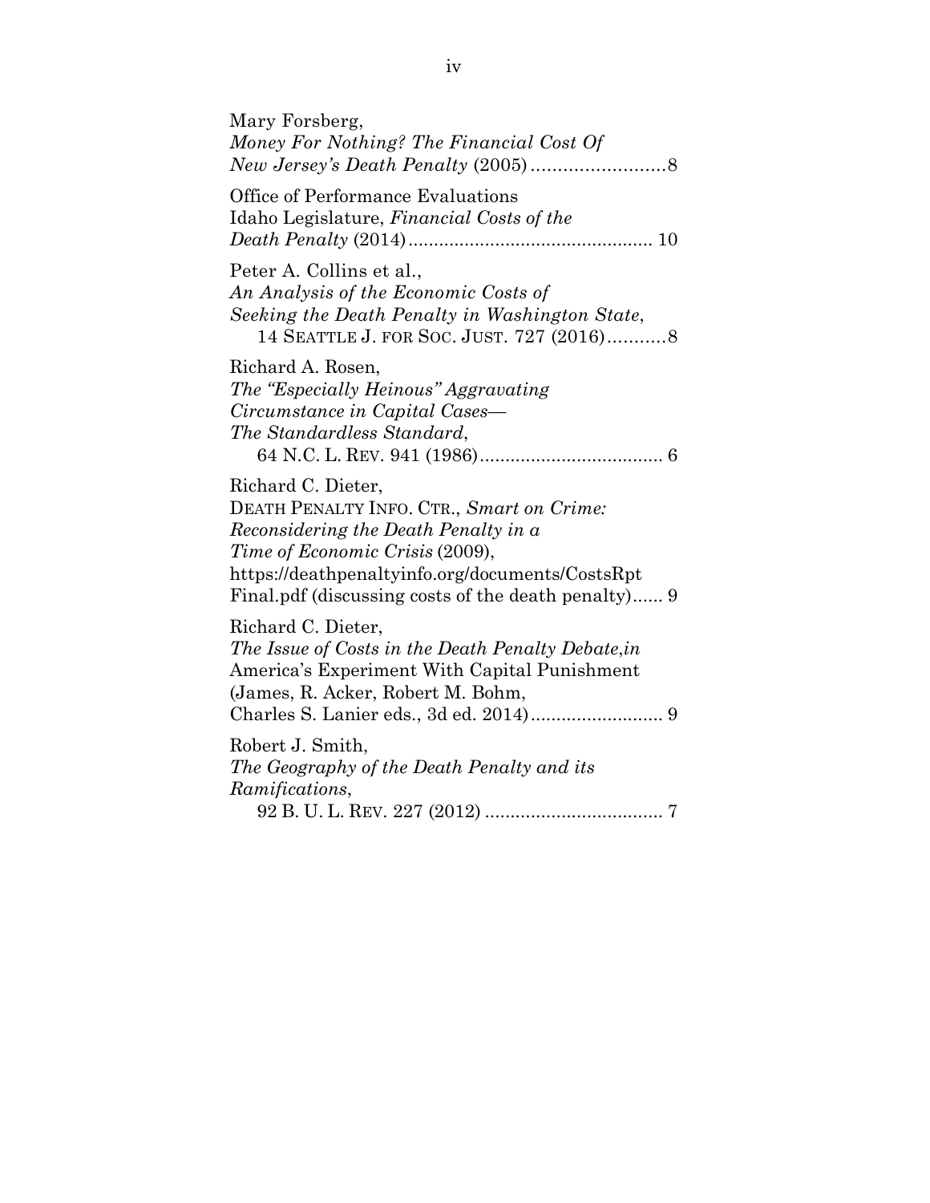Mary Forsberg,
*Money For Nothing? The Financial Cost Of New Jersey's Death Penalty* (2005) .........................8

Office of Performance Evaluations Idaho Legislature, *Financial Costs of the Death Penalty* (2014) ............................................... 10

Peter A. Collins et al.,
*An Analysis of the Economic Costs of Seeking the Death Penalty in Washington State*,
14 SEATTLE J. FOR SOC. JUST. 727 (2016) ...........8

Richard A. Rosen,
*The "Especially Heinous" Aggravating Circumstance in Capital Cases—The Standardless Standard*,
64 N.C. L. REV. 941 (1986) .................................... 6

Richard C. Dieter,
DEATH PENALTY INFO. CTR., *Smart on Crime: Reconsidering the Death Penalty in a Time of Economic Crisis* (2009),
https://deathpenaltyinfo.org/documents/CostsRptFinal.pdf (discussing costs of the death penalty)...... 9

Richard C. Dieter,
*The Issue of Costs in the Death Penalty Debate,in* America's Experiment With Capital Punishment (James, R. Acker, Robert M. Bohm, Charles S. Lanier eds., 3d ed. 2014) .......................... 9

Robert J. Smith,
*The Geography of the Death Penalty and its Ramifications*,
92 B. U. L. REV. 227 (2012) ................................... 7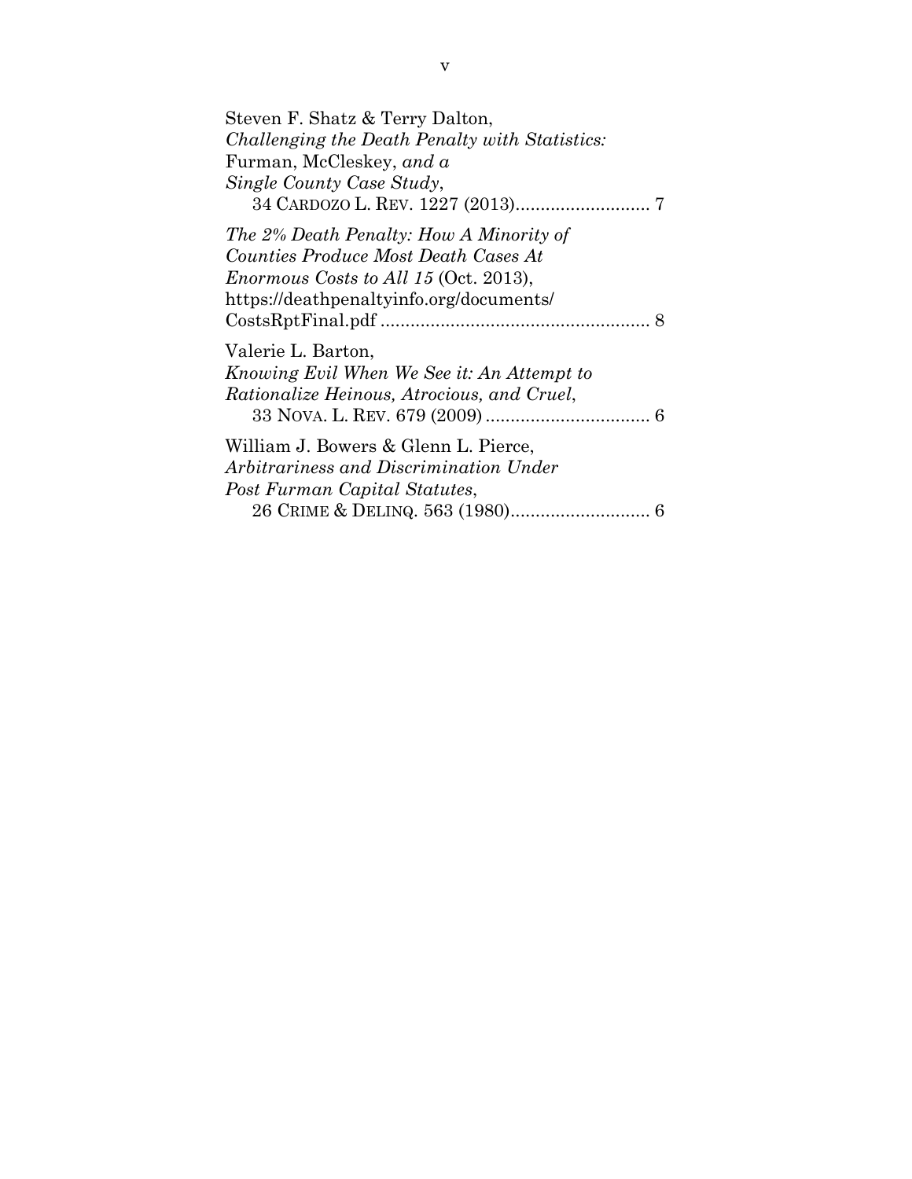Steven F. Shatz & Terry Dalton,
*Challenging the Death Penalty with Statistics:* Furman, McCleskey, *and a Single County Case Study*,
34 CARDOZO L. REV. 1227 (2013)........................... 7

*The 2% Death Penalty: How A Minority of Counties Produce Most Death Cases At Enormous Costs to All 15* (Oct. 2013), https://deathpenaltyinfo.org/documents/CostsRptFinal.pdf ...................................................... 8

Valerie L. Barton,
*Knowing Evil When We See it: An Attempt to Rationalize Heinous, Atrocious, and Cruel*,
33 NOVA. L. REV. 679 (2009) ................................. 6

William J. Bowers & Glenn L. Pierce,
*Arbitrariness and Discrimination Under Post Furman Capital Statutes*,
26 CRIME & DELINQ. 563 (1980)............................ 6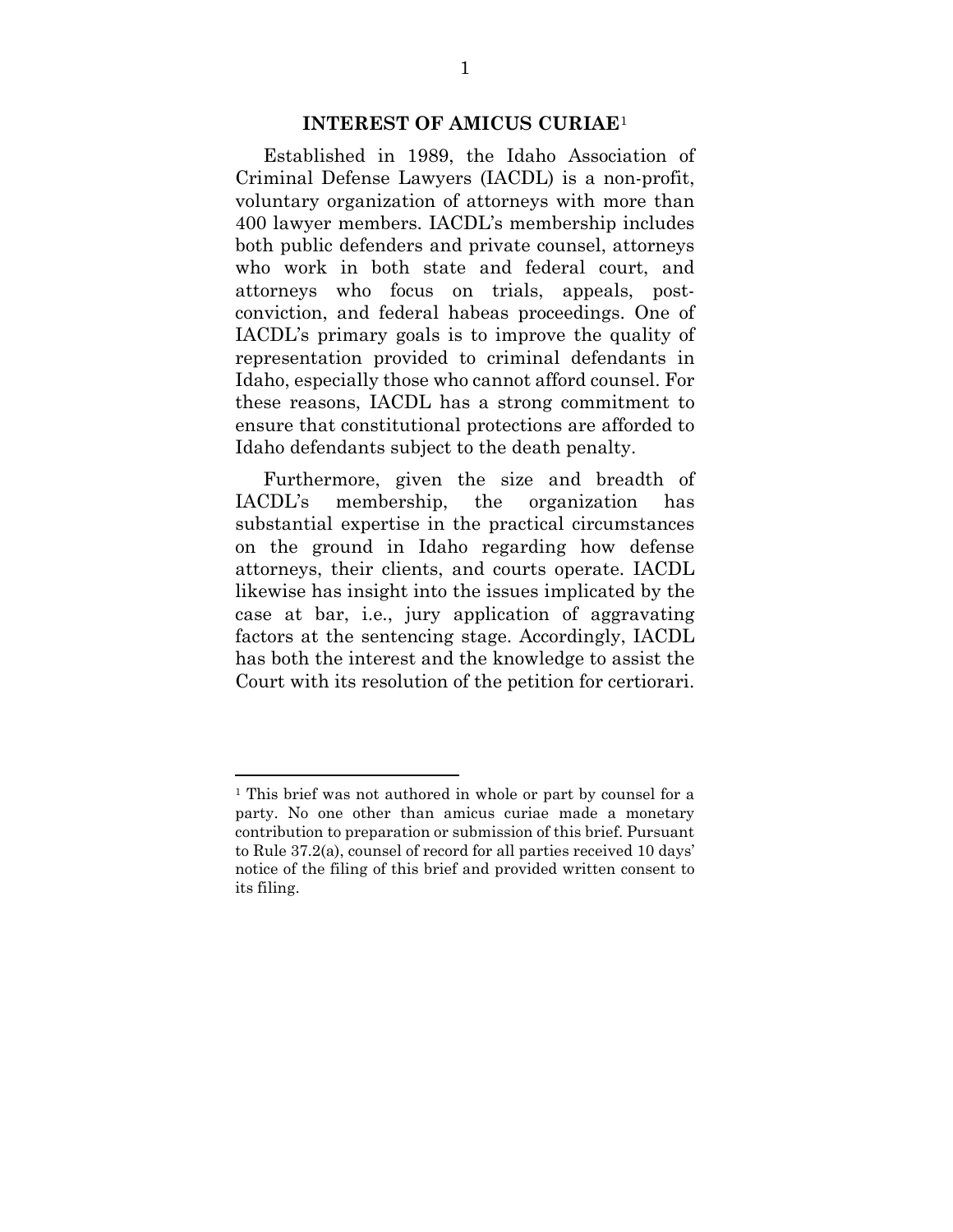## INTEREST OF AMICUS CURIAE[1]

Established in 1989, the Idaho Association of Criminal Defense Lawyers (IACDL) is a non-profit, voluntary organization of attorneys with more than 400 lawyer members. IACDL's membership includes both public defenders and private counsel, attorneys who work in both state and federal court, and attorneys who focus on trials, appeals, post-conviction, and federal habeas proceedings. One of IACDL's primary goals is to improve the quality of representation provided to criminal defendants in Idaho, especially those who cannot afford counsel. For these reasons, IACDL has a strong commitment to ensure that constitutional protections are afforded to Idaho defendants subject to the death penalty.

Furthermore, given the size and breadth of IACDL's membership, the organization has substantial expertise in the practical circumstances on the ground in Idaho regarding how defense attorneys, their clients, and courts operate. IACDL likewise has insight into the issues implicated by the case at bar, i.e., jury application of aggravating factors at the sentencing stage. Accordingly, IACDL has both the interest and the knowledge to assist the Court with its resolution of the petition for certiorari.

---

[1] This brief was not authored in whole or part by counsel for a party. No one other than amicus curiae made a monetary contribution to preparation or submission of this brief. Pursuant to Rule 37.2(a), counsel of record for all parties received 10 days' notice of the filing of this brief and provided written consent to its filing.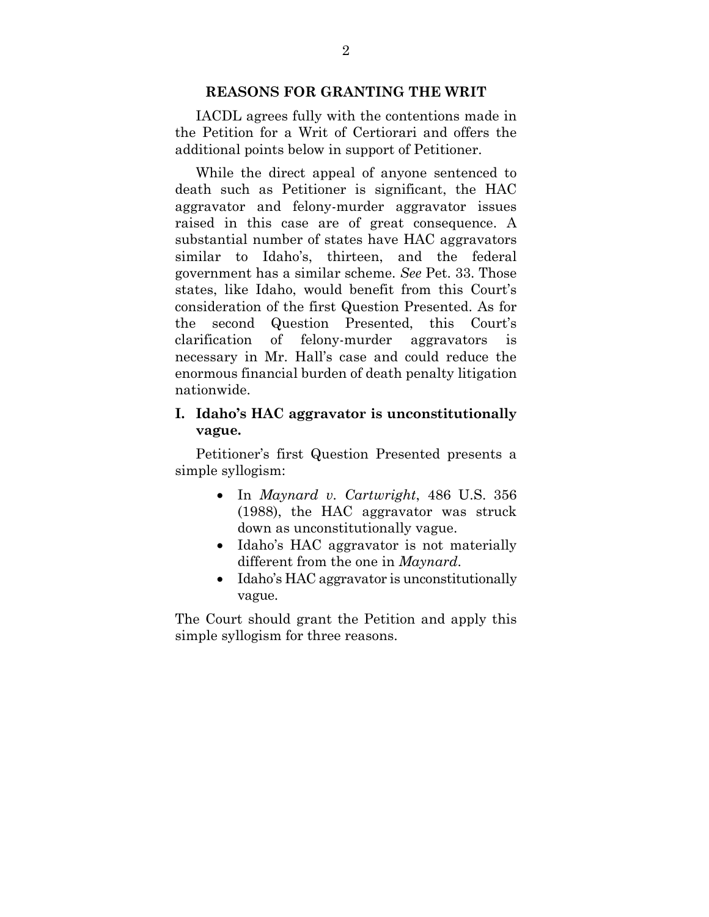## REASONS FOR GRANTING THE WRIT

IACDL agrees fully with the contentions made in the Petition for a Writ of Certiorari and offers the additional points below in support of Petitioner.

While the direct appeal of anyone sentenced to death such as Petitioner is significant, the HAC aggravator and felony-murder aggravator issues raised in this case are of great consequence. A substantial number of states have HAC aggravators similar to Idaho's, thirteen, and the federal government has a similar scheme. *See* Pet. 33. Those states, like Idaho, would benefit from this Court's consideration of the first Question Presented. As for the second Question Presented, this Court's clarification of felony-murder aggravators is necessary in Mr. Hall's case and could reduce the enormous financial burden of death penalty litigation nationwide.

### I. Idaho's HAC aggravator is unconstitutionally vague.

Petitioner's first Question Presented presents a simple syllogism:

- In *Maynard v. Cartwright*, 486 U.S. 356 (1988), the HAC aggravator was struck down as unconstitutionally vague.
- Idaho's HAC aggravator is not materially different from the one in *Maynard*.
- Idaho's HAC aggravator is unconstitutionally vague.

The Court should grant the Petition and apply this simple syllogism for three reasons.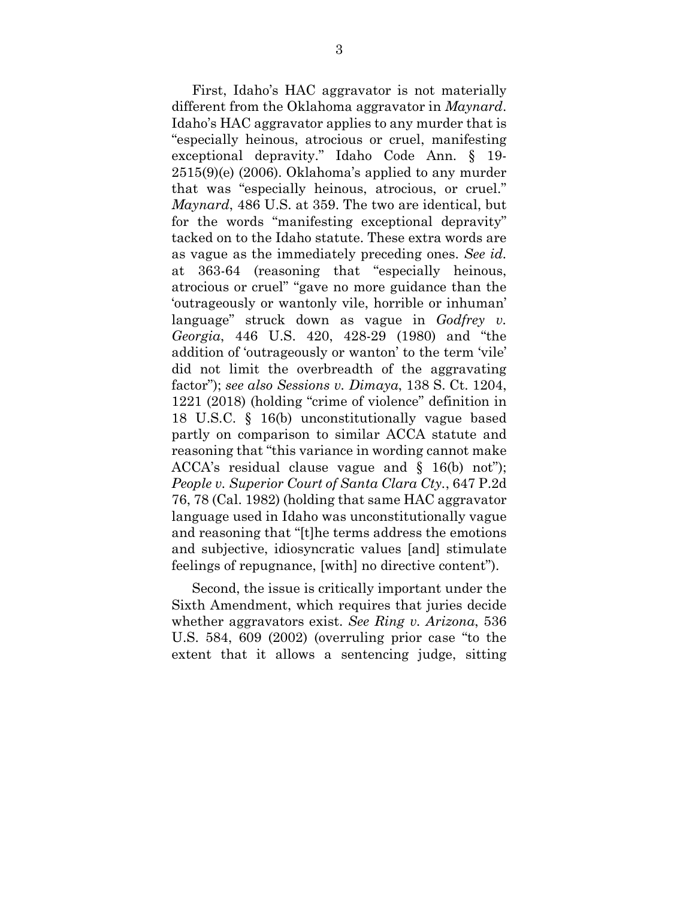First, Idaho's HAC aggravator is not materially different from the Oklahoma aggravator in *Maynard*. Idaho's HAC aggravator applies to any murder that is "especially heinous, atrocious or cruel, manifesting exceptional depravity." Idaho Code Ann. § 19-2515(9)(e) (2006). Oklahoma's applied to any murder that was "especially heinous, atrocious, or cruel." *Maynard*, 486 U.S. at 359. The two are identical, but for the words "manifesting exceptional depravity" tacked on to the Idaho statute. These extra words are as vague as the immediately preceding ones. *See id.* at 363-64 (reasoning that "especially heinous, atrocious or cruel" "gave no more guidance than the 'outrageously or wantonly vile, horrible or inhuman' language" struck down as vague in *Godfrey v. Georgia*, 446 U.S. 420, 428-29 (1980) and "the addition of 'outrageously or wanton' to the term 'vile' did not limit the overbreadth of the aggravating factor"); *see also Sessions v. Dimaya*, 138 S. Ct. 1204, 1221 (2018) (holding "crime of violence" definition in 18 U.S.C. § 16(b) unconstitutionally vague based partly on comparison to similar ACCA statute and reasoning that "this variance in wording cannot make ACCA's residual clause vague and § 16(b) not"); *People v. Superior Court of Santa Clara Cty.*, 647 P.2d 76, 78 (Cal. 1982) (holding that same HAC aggravator language used in Idaho was unconstitutionally vague and reasoning that "[t]he terms address the emotions and subjective, idiosyncratic values [and] stimulate feelings of repugnance, [with] no directive content").

Second, the issue is critically important under the Sixth Amendment, which requires that juries decide whether aggravators exist. *See Ring v. Arizona*, 536 U.S. 584, 609 (2002) (overruling prior case "to the extent that it allows a sentencing judge, sitting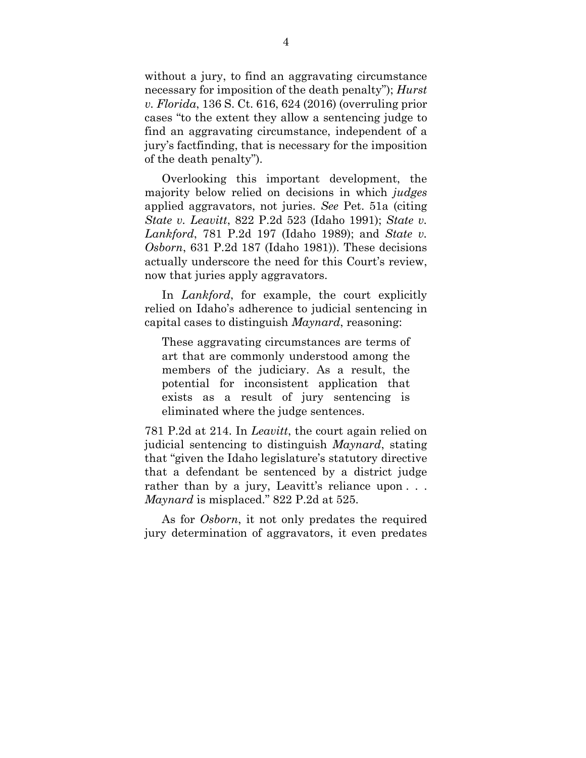without a jury, to find an aggravating circumstance necessary for imposition of the death penalty"); *Hurst v. Florida*, 136 S. Ct. 616, 624 (2016) (overruling prior cases "to the extent they allow a sentencing judge to find an aggravating circumstance, independent of a jury's factfinding, that is necessary for the imposition of the death penalty").

Overlooking this important development, the majority below relied on decisions in which *judges* applied aggravators, not juries. *See* Pet. 51a (citing *State v. Leavitt*, 822 P.2d 523 (Idaho 1991); *State v. Lankford*, 781 P.2d 197 (Idaho 1989); and *State v. Osborn*, 631 P.2d 187 (Idaho 1981)). These decisions actually underscore the need for this Court's review, now that juries apply aggravators.

In *Lankford*, for example, the court explicitly relied on Idaho's adherence to judicial sentencing in capital cases to distinguish *Maynard*, reasoning:

> These aggravating circumstances are terms of art that are commonly understood among the members of the judiciary. As a result, the potential for inconsistent application that exists as a result of jury sentencing is eliminated where the judge sentences.

781 P.2d at 214. In *Leavitt*, the court again relied on judicial sentencing to distinguish *Maynard*, stating that "given the Idaho legislature's statutory directive that a defendant be sentenced by a district judge rather than by a jury, Leavitt's reliance upon . . . *Maynard* is misplaced." 822 P.2d at 525.

As for *Osborn*, it not only predates the required jury determination of aggravators, it even predates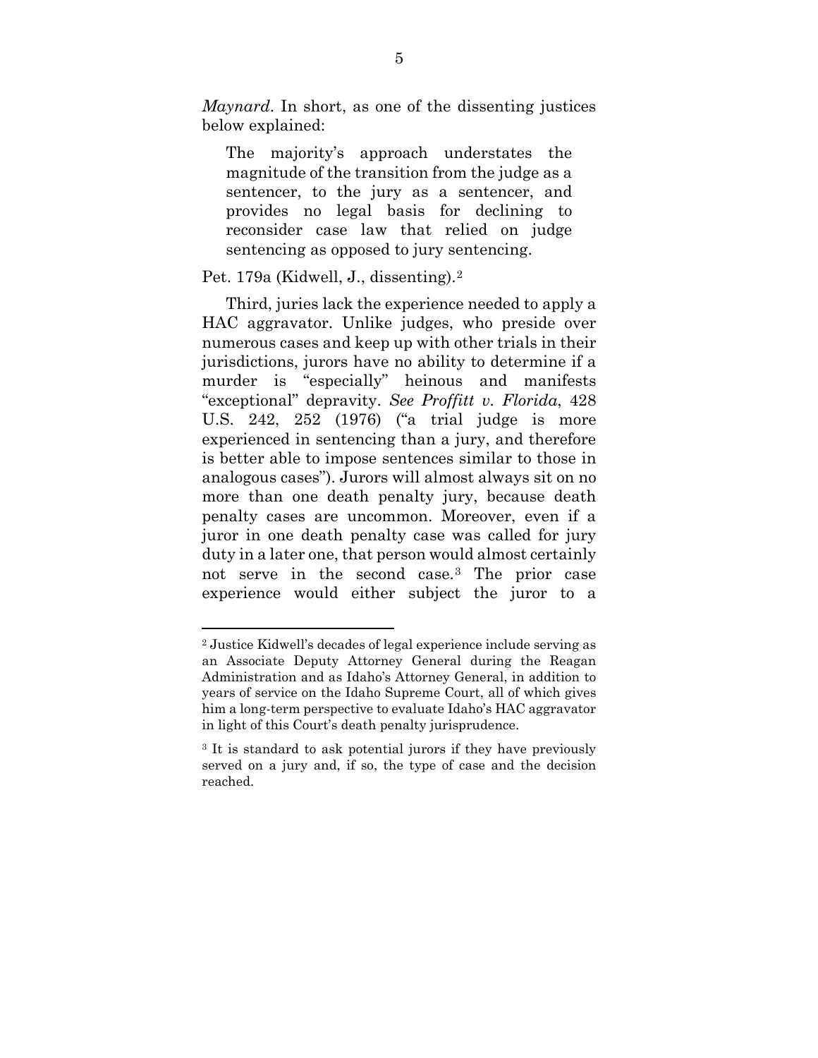*Maynard*. In short, as one of the dissenting justices below explained:

> The majority's approach understates the magnitude of the transition from the judge as a sentencer, to the jury as a sentencer, and provides no legal basis for declining to reconsider case law that relied on judge sentencing as opposed to jury sentencing.

Pet. 179a (Kidwell, J., dissenting).[2]

Third, juries lack the experience needed to apply a HAC aggravator. Unlike judges, who preside over numerous cases and keep up with other trials in their jurisdictions, jurors have no ability to determine if a murder is "especially" heinous and manifests "exceptional" depravity. *See Proffitt v. Florida*, 428 U.S. 242, 252 (1976) ("a trial judge is more experienced in sentencing than a jury, and therefore is better able to impose sentences similar to those in analogous cases"). Jurors will almost always sit on no more than one death penalty jury, because death penalty cases are uncommon. Moreover, even if a juror in one death penalty case was called for jury duty in a later one, that person would almost certainly not serve in the second case.[3] The prior case experience would either subject the juror to a

---

[2] Justice Kidwell's decades of legal experience include serving as an Associate Deputy Attorney General during the Reagan Administration and as Idaho's Attorney General, in addition to years of service on the Idaho Supreme Court, all of which gives him a long-term perspective to evaluate Idaho's HAC aggravator in light of this Court's death penalty jurisprudence.

[3] It is standard to ask potential jurors if they have previously served on a jury and, if so, the type of case and the decision reached.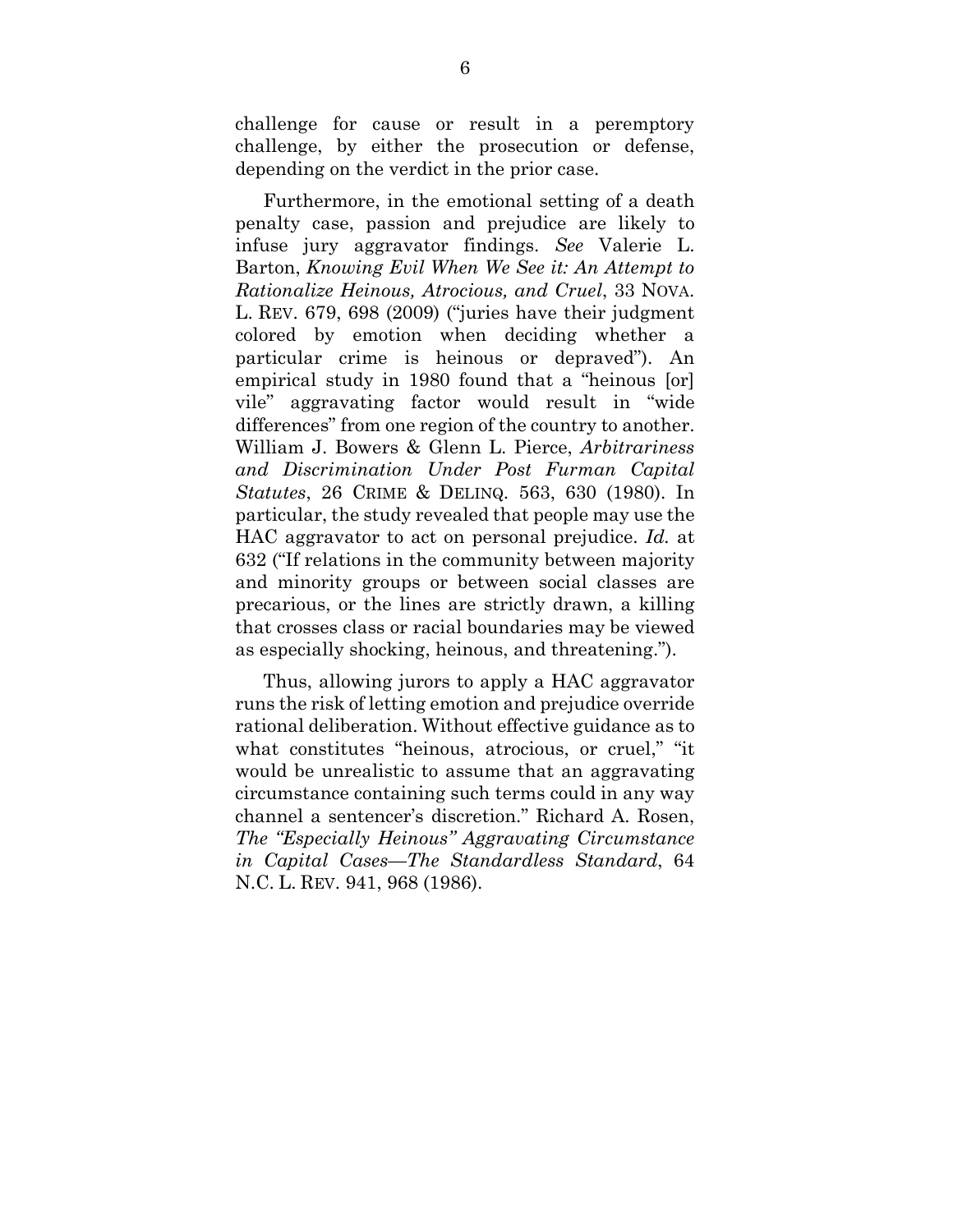challenge for cause or result in a peremptory challenge, by either the prosecution or defense, depending on the verdict in the prior case.

Furthermore, in the emotional setting of a death penalty case, passion and prejudice are likely to infuse jury aggravator findings. *See* Valerie L. Barton, *Knowing Evil When We See it: An Attempt to Rationalize Heinous, Atrocious, and Cruel*, 33 NOVA. L. REV. 679, 698 (2009) ("juries have their judgment colored by emotion when deciding whether a particular crime is heinous or depraved"). An empirical study in 1980 found that a "heinous [or] vile" aggravating factor would result in "wide differences" from one region of the country to another. William J. Bowers & Glenn L. Pierce, *Arbitrariness and Discrimination Under Post Furman Capital Statutes*, 26 CRIME & DELINQ. 563, 630 (1980). In particular, the study revealed that people may use the HAC aggravator to act on personal prejudice. *Id.* at 632 ("If relations in the community between majority and minority groups or between social classes are precarious, or the lines are strictly drawn, a killing that crosses class or racial boundaries may be viewed as especially shocking, heinous, and threatening.").

Thus, allowing jurors to apply a HAC aggravator runs the risk of letting emotion and prejudice override rational deliberation. Without effective guidance as to what constitutes "heinous, atrocious, or cruel," "it would be unrealistic to assume that an aggravating circumstance containing such terms could in any way channel a sentencer's discretion." Richard A. Rosen, *The "Especially Heinous" Aggravating Circumstance in Capital Cases—The Standardless Standard*, 64 N.C. L. REV. 941, 968 (1986).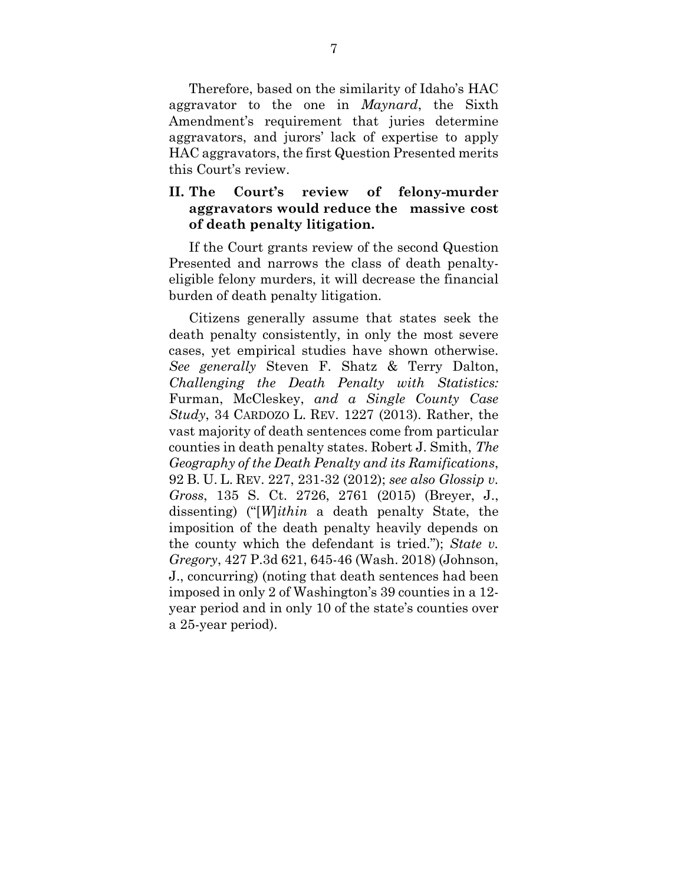Therefore, based on the similarity of Idaho's HAC aggravator to the one in *Maynard*, the Sixth Amendment's requirement that juries determine aggravators, and jurors' lack of expertise to apply HAC aggravators, the first Question Presented merits this Court's review.

## II. The Court's review of felony-murder aggravators would reduce the massive cost of death penalty litigation.

If the Court grants review of the second Question Presented and narrows the class of death penalty-eligible felony murders, it will decrease the financial burden of death penalty litigation.

Citizens generally assume that states seek the death penalty consistently, in only the most severe cases, yet empirical studies have shown otherwise. *See generally* Steven F. Shatz & Terry Dalton, *Challenging the Death Penalty with Statistics:* Furman, McCleskey, *and a Single County Case Study*, 34 CARDOZO L. REV. 1227 (2013). Rather, the vast majority of death sentences come from particular counties in death penalty states. Robert J. Smith, *The Geography of the Death Penalty and its Ramifications*, 92 B. U. L. REV. 227, 231-32 (2012); *see also Glossip v. Gross*, 135 S. Ct. 2726, 2761 (2015) (Breyer, J., dissenting) ("[*W*]*ithin* a death penalty State, the imposition of the death penalty heavily depends on the county which the defendant is tried."); *State v. Gregory*, 427 P.3d 621, 645-46 (Wash. 2018) (Johnson, J., concurring) (noting that death sentences had been imposed in only 2 of Washington's 39 counties in a 12-year period and in only 10 of the state's counties over a 25-year period).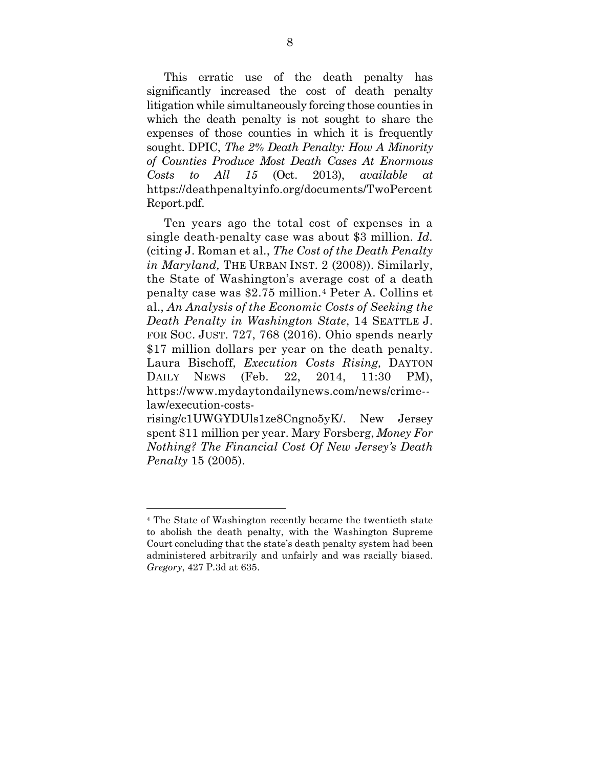This erratic use of the death penalty has significantly increased the cost of death penalty litigation while simultaneously forcing those counties in which the death penalty is not sought to share the expenses of those counties in which it is frequently sought. DPIC, *The 2% Death Penalty: How A Minority of Counties Produce Most Death Cases At Enormous Costs to All 15* (Oct. 2013), *available at* https://deathpenaltyinfo.org/documents/TwoPercentReport.pdf.

Ten years ago the total cost of expenses in a single death-penalty case was about $3 million. *Id.* (citing J. Roman et al., *The Cost of the Death Penalty in Maryland,* THE URBAN INST. 2 (2008)). Similarly, the State of Washington's average cost of a death penalty case was $2.75 million.[4] Peter A. Collins et al., *An Analysis of the Economic Costs of Seeking the Death Penalty in Washington State*, 14 SEATTLE J. FOR SOC. JUST. 727, 768 (2016). Ohio spends nearly $17 million dollars per year on the death penalty. Laura Bischoff, *Execution Costs Rising,* DAYTON DAILY NEWS (Feb. 22, 2014, 11:30 PM), https://www.mydaytondailynews.com/news/crime--law/execution-costs-rising/c1UWGYDUls1ze8Cngno5yK/. New Jersey spent $11 million per year. Mary Forsberg, *Money For Nothing? The Financial Cost Of New Jersey's Death Penalty* 15 (2005).

---

[4] The State of Washington recently became the twentieth state to abolish the death penalty, with the Washington Supreme Court concluding that the state's death penalty system had been administered arbitrarily and unfairly and was racially biased. *Gregory*, 427 P.3d at 635.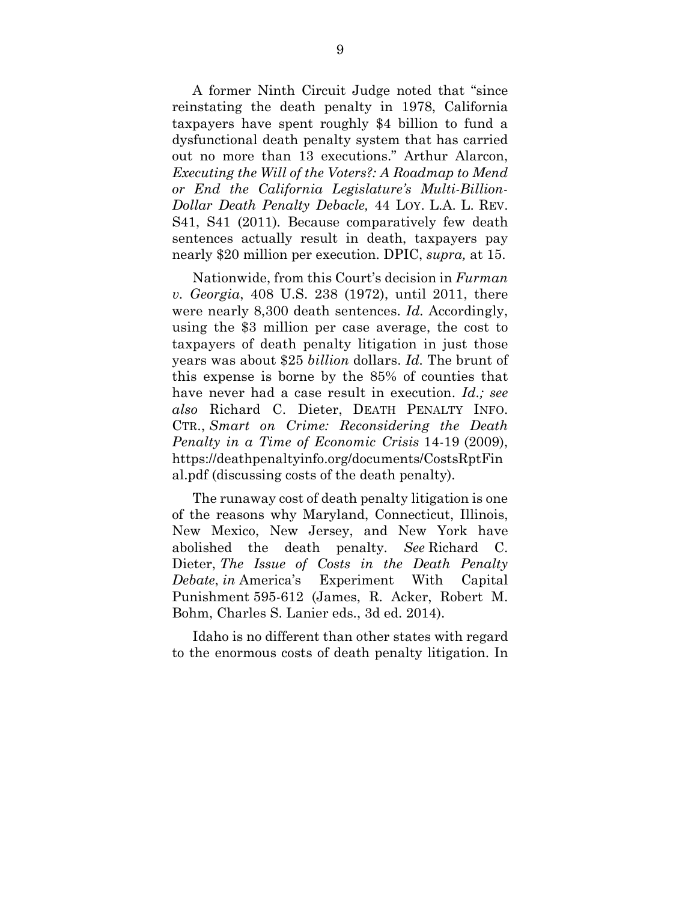A former Ninth Circuit Judge noted that "since reinstating the death penalty in 1978, California taxpayers have spent roughly $4 billion to fund a dysfunctional death penalty system that has carried out no more than 13 executions." Arthur Alarcon, *Executing the Will of the Voters?: A Roadmap to Mend or End the California Legislature's Multi-Billion-Dollar Death Penalty Debacle,* 44 LOY. L.A. L. REV. S41, S41 (2011). Because comparatively few death sentences actually result in death, taxpayers pay nearly $20 million per execution. DPIC, *supra,* at 15.

Nationwide, from this Court's decision in *Furman v. Georgia*, 408 U.S. 238 (1972), until 2011, there were nearly 8,300 death sentences. *Id.* Accordingly, using the $3 million per case average, the cost to taxpayers of death penalty litigation in just those years was about $25 *billion* dollars. *Id.* The brunt of this expense is borne by the 85% of counties that have never had a case result in execution. *Id.; see also* Richard C. Dieter, DEATH PENALTY INFO. CTR., *Smart on Crime: Reconsidering the Death Penalty in a Time of Economic Crisis* 14-19 (2009), https://deathpenaltyinfo.org/documents/CostsRptFinal.pdf (discussing costs of the death penalty).

The runaway cost of death penalty litigation is one of the reasons why Maryland, Connecticut, Illinois, New Mexico, New Jersey, and New York have abolished the death penalty. *See* Richard C. Dieter, *The Issue of Costs in the Death Penalty Debate*, *in* America's Experiment With Capital Punishment 595-612 (James, R. Acker, Robert M. Bohm, Charles S. Lanier eds., 3d ed. 2014).

Idaho is no different than other states with regard to the enormous costs of death penalty litigation. In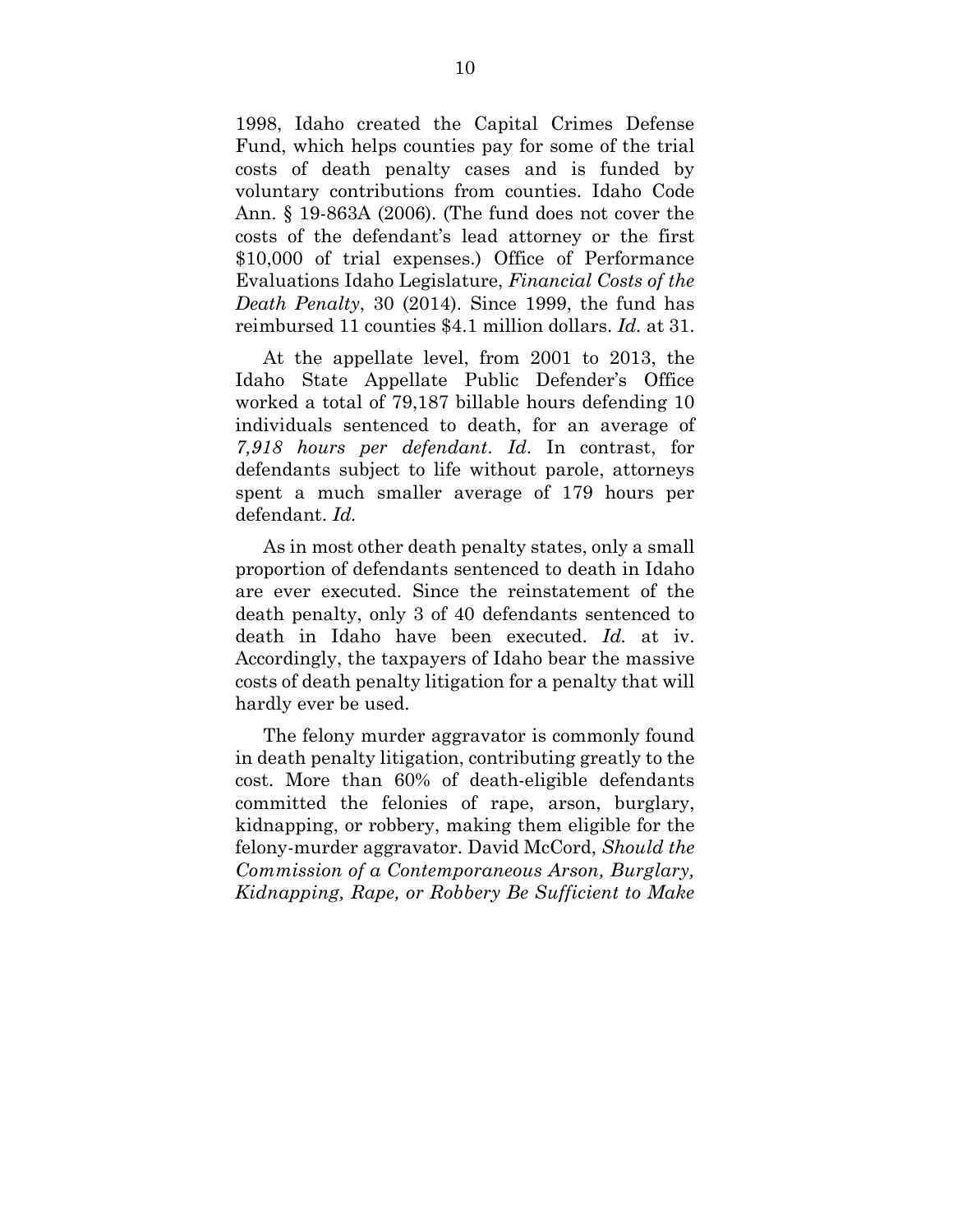1998, Idaho created the Capital Crimes Defense Fund, which helps counties pay for some of the trial costs of death penalty cases and is funded by voluntary contributions from counties. Idaho Code Ann. § 19-863A (2006). (The fund does not cover the costs of the defendant's lead attorney or the first $10,000 of trial expenses.) Office of Performance Evaluations Idaho Legislature, *Financial Costs of the Death Penalty*, 30 (2014). Since 1999, the fund has reimbursed 11 counties $4.1 million dollars. *Id.* at 31.

At the appellate level, from 2001 to 2013, the Idaho State Appellate Public Defender's Office worked a total of 79,187 billable hours defending 10 individuals sentenced to death, for an average of *7,918 hours per defendant*. *Id*. In contrast, for defendants subject to life without parole, attorneys spent a much smaller average of 179 hours per defendant. *Id.*

As in most other death penalty states, only a small proportion of defendants sentenced to death in Idaho are ever executed. Since the reinstatement of the death penalty, only 3 of 40 defendants sentenced to death in Idaho have been executed. *Id.* at iv. Accordingly, the taxpayers of Idaho bear the massive costs of death penalty litigation for a penalty that will hardly ever be used.

The felony murder aggravator is commonly found in death penalty litigation, contributing greatly to the cost. More than 60% of death-eligible defendants committed the felonies of rape, arson, burglary, kidnapping, or robbery, making them eligible for the felony-murder aggravator. David McCord, *Should the Commission of a Contemporaneous Arson, Burglary, Kidnapping, Rape, or Robbery Be Sufficient to Make*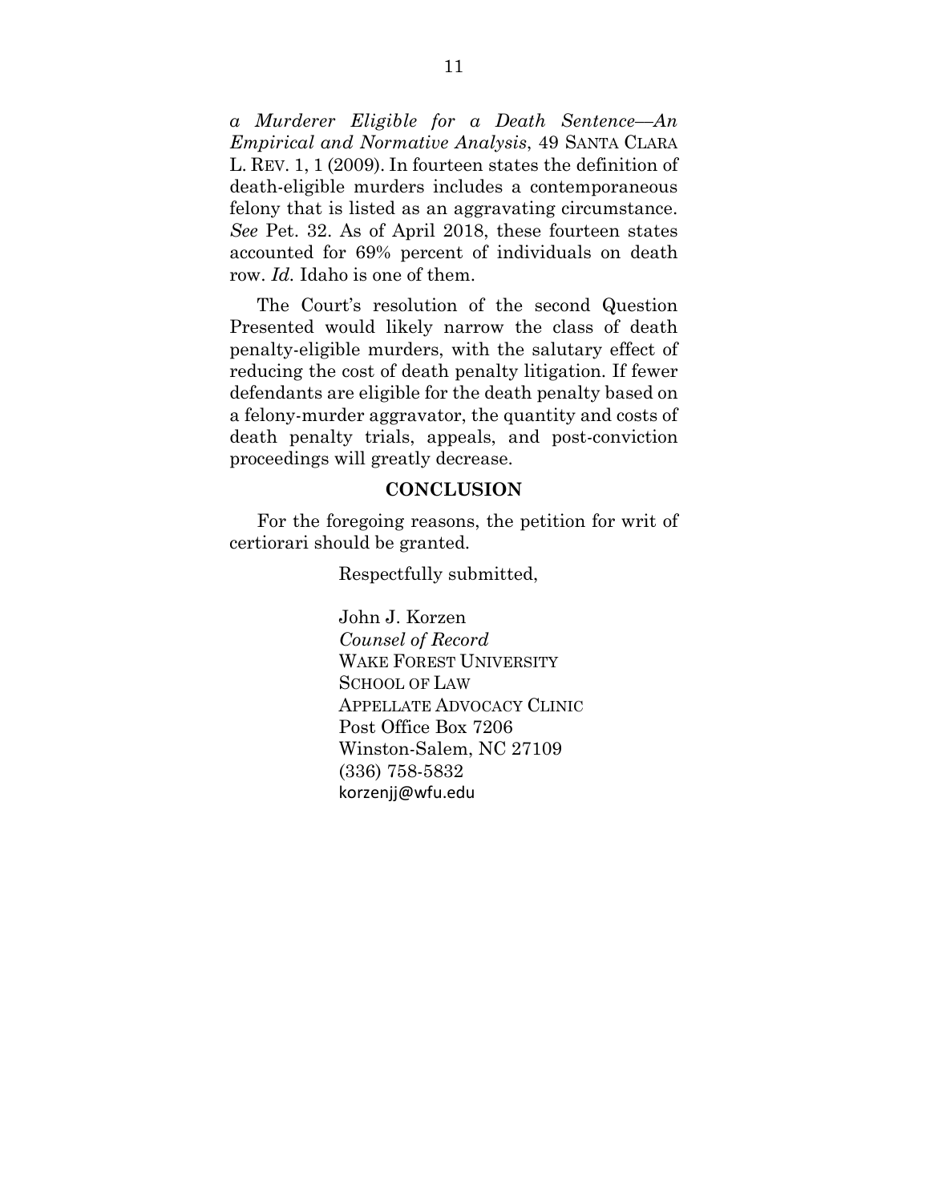*a Murderer Eligible for a Death Sentence—An Empirical and Normative Analysis*, 49 SANTA CLARA L. REV. 1, 1 (2009). In fourteen states the definition of death-eligible murders includes a contemporaneous felony that is listed as an aggravating circumstance. *See* Pet. 32. As of April 2018, these fourteen states accounted for 69% percent of individuals on death row. *Id.* Idaho is one of them.

The Court's resolution of the second Question Presented would likely narrow the class of death penalty-eligible murders, with the salutary effect of reducing the cost of death penalty litigation. If fewer defendants are eligible for the death penalty based on a felony-murder aggravator, the quantity and costs of death penalty trials, appeals, and post-conviction proceedings will greatly decrease.

## CONCLUSION

For the foregoing reasons, the petition for writ of certiorari should be granted.

Respectfully submitted,

John J. Korzen
*Counsel of Record*
WAKE FOREST UNIVERSITY
SCHOOL OF LAW
APPELLATE ADVOCACY CLINIC
Post Office Box 7206
Winston-Salem, NC 27109
(336) 758-5832
korzenjj@wfu.edu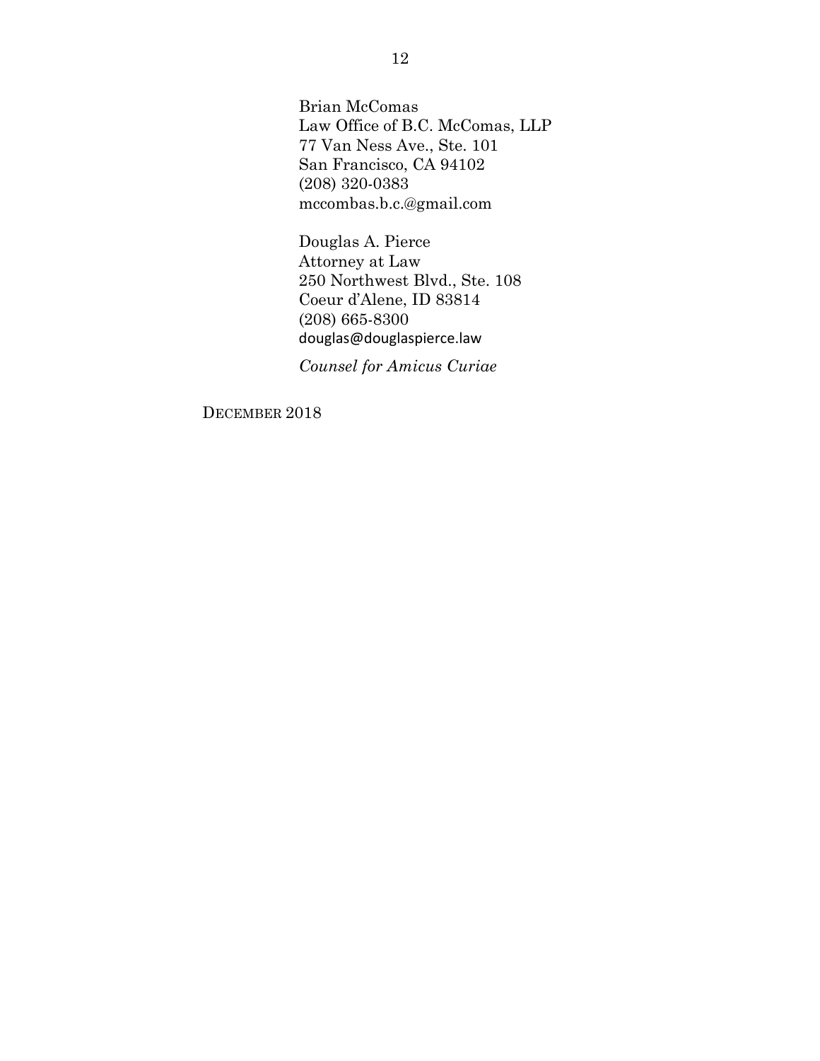Brian McComas
Law Office of B.C. McComas, LLP
77 Van Ness Ave., Ste. 101
San Francisco, CA 94102
(208) 320-0383
mccombas.b.c.@gmail.com

Douglas A. Pierce
Attorney at Law
250 Northwest Blvd., Ste. 108
Coeur d'Alene, ID 83814
(208) 665-8300
douglas@douglaspierce.law

*Counsel for Amicus Curiae*

DECEMBER 2018